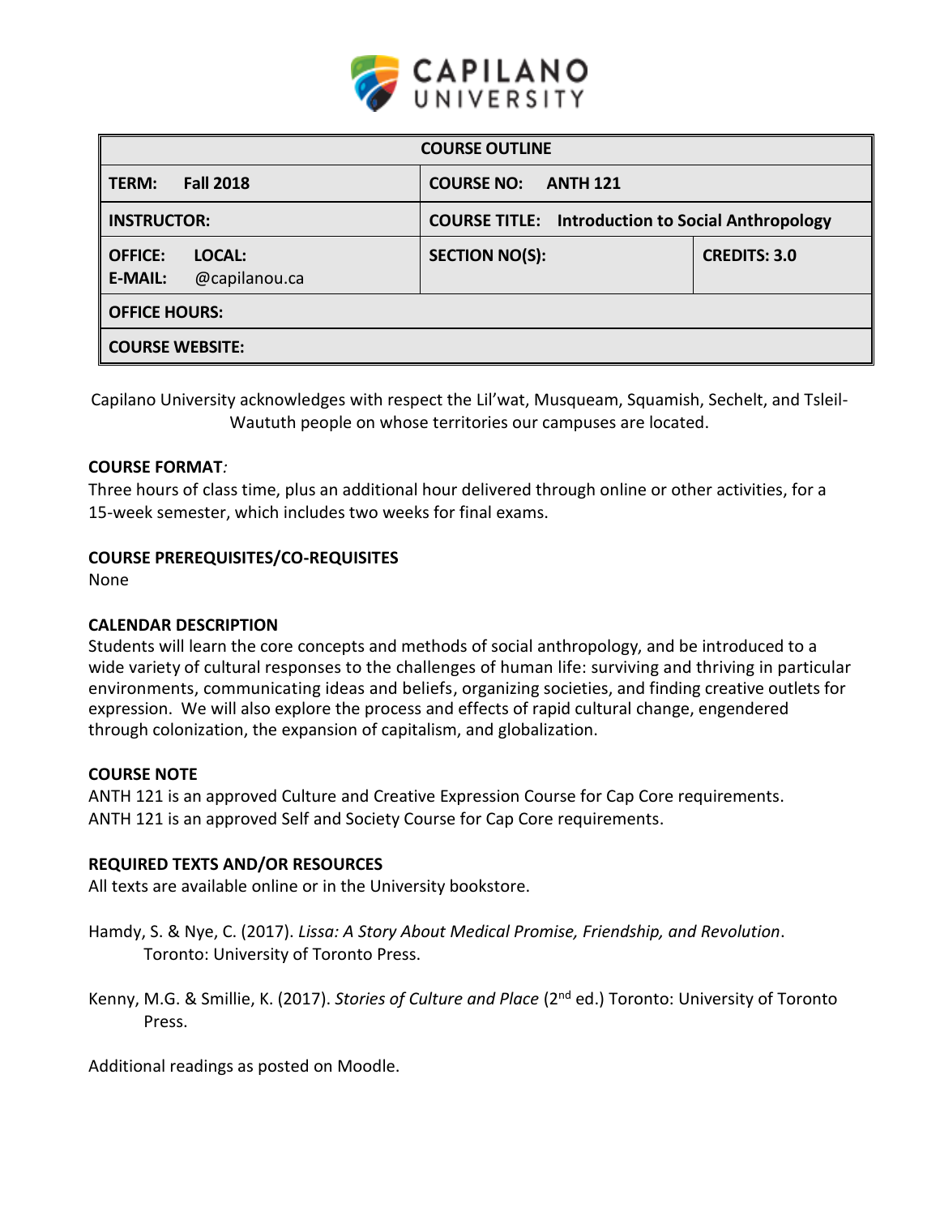CAPILANO UNIVERSITY

| COURSE OUTLINE | | |
|---|---|---|
| **TERM:** **Fall 2018** | **COURSE NO:** **ANTH 121** | |
| **INSTRUCTOR:** | **COURSE TITLE:** **Introduction to Social Anthropology** | |
| **OFFICE:** **LOCAL:** <br> **E-MAIL:** @capilanou.ca | **SECTION NO(S):** | **CREDITS: 3.0** |
| **OFFICE HOURS:** | | |
| **COURSE WEBSITE:** | | |

Capilano University acknowledges with respect the Lil'wat, Musqueam, Squamish, Sechelt, and Tsleil-Waututh people on whose territories our campuses are located.

**COURSE FORMAT***:*

Three hours of class time, plus an additional hour delivered through online or other activities, for a 15-week semester, which includes two weeks for final exams.

**COURSE PREREQUISITES/CO-REQUISITES**

None

**CALENDAR DESCRIPTION**

Students will learn the core concepts and methods of social anthropology, and be introduced to a wide variety of cultural responses to the challenges of human life: surviving and thriving in particular environments, communicating ideas and beliefs, organizing societies, and finding creative outlets for expression. We will also explore the process and effects of rapid cultural change, engendered through colonization, the expansion of capitalism, and globalization.

**COURSE NOTE**

ANTH 121 is an approved Culture and Creative Expression Course for Cap Core requirements.
ANTH 121 is an approved Self and Society Course for Cap Core requirements.

**REQUIRED TEXTS AND/OR RESOURCES**

All texts are available online or in the University bookstore.

Hamdy, S. & Nye, C. (2017). *Lissa: A Story About Medical Promise, Friendship, and Revolution*. Toronto: University of Toronto Press.

Kenny, M.G. & Smillie, K. (2017). *Stories of Culture and Place* (2nd ed.) Toronto: University of Toronto Press.

Additional readings as posted on Moodle.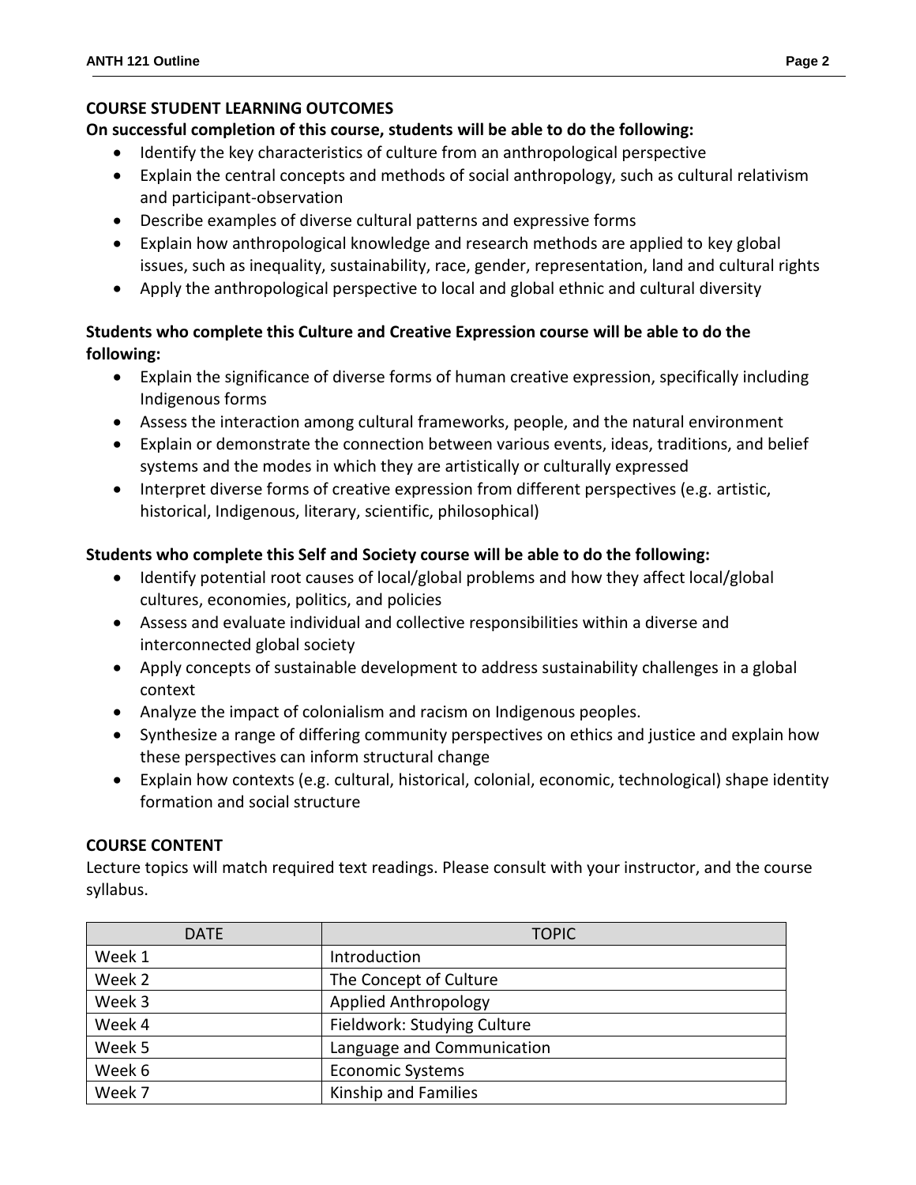## COURSE STUDENT LEARNING OUTCOMES

**On successful completion of this course, students will be able to do the following:**

- Identify the key characteristics of culture from an anthropological perspective
- Explain the central concepts and methods of social anthropology, such as cultural relativism and participant-observation
- Describe examples of diverse cultural patterns and expressive forms
- Explain how anthropological knowledge and research methods are applied to key global issues, such as inequality, sustainability, race, gender, representation, land and cultural rights
- Apply the anthropological perspective to local and global ethnic and cultural diversity

**Students who complete this Culture and Creative Expression course will be able to do the following:**

- Explain the significance of diverse forms of human creative expression, specifically including Indigenous forms
- Assess the interaction among cultural frameworks, people, and the natural environment
- Explain or demonstrate the connection between various events, ideas, traditions, and belief systems and the modes in which they are artistically or culturally expressed
- Interpret diverse forms of creative expression from different perspectives (e.g. artistic, historical, Indigenous, literary, scientific, philosophical)

**Students who complete this Self and Society course will be able to do the following:**

- Identify potential root causes of local/global problems and how they affect local/global cultures, economies, politics, and policies
- Assess and evaluate individual and collective responsibilities within a diverse and interconnected global society
- Apply concepts of sustainable development to address sustainability challenges in a global context
- Analyze the impact of colonialism and racism on Indigenous peoples.
- Synthesize a range of differing community perspectives on ethics and justice and explain how these perspectives can inform structural change
- Explain how contexts (e.g. cultural, historical, colonial, economic, technological) shape identity formation and social structure

## COURSE CONTENT

Lecture topics will match required text readings. Please consult with your instructor, and the course syllabus.

| DATE | TOPIC |
|---|---|
| Week 1 | Introduction |
| Week 2 | The Concept of Culture |
| Week 3 | Applied Anthropology |
| Week 4 | Fieldwork: Studying Culture |
| Week 5 | Language and Communication |
| Week 6 | Economic Systems |
| Week 7 | Kinship and Families |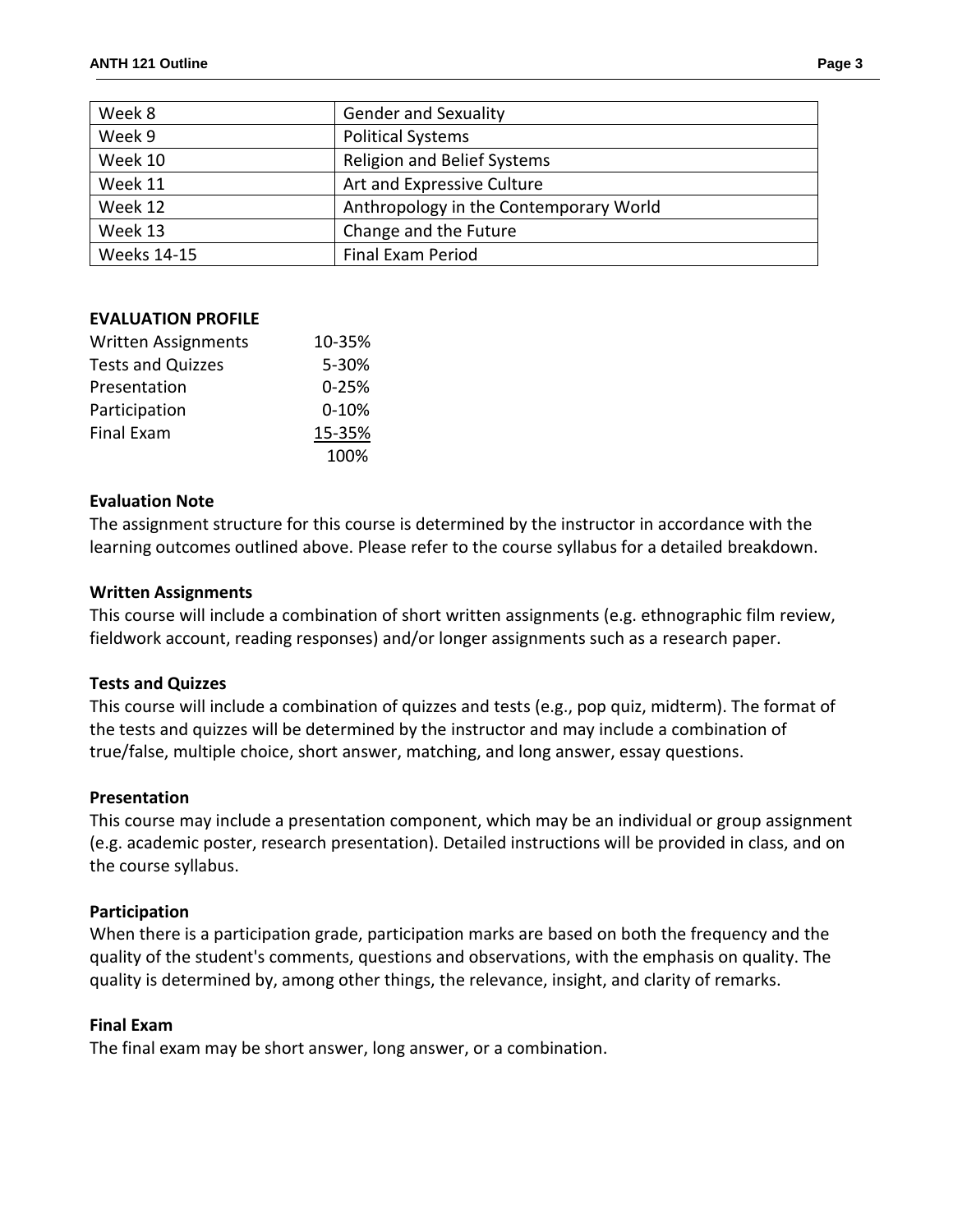| Week 8 | Gender and Sexuality |
|---|---|
| Week 9 | Political Systems |
| Week 10 | Religion and Belief Systems |
| Week 11 | Art and Expressive Culture |
| Week 12 | Anthropology in the Contemporary World |
| Week 13 | Change and the Future |
| Weeks 14-15 | Final Exam Period |

**EVALUATION PROFILE**

| | |
|---|---|
| Written Assignments | 10-35% |
| Tests and Quizzes | 5-30% |
| Presentation | 0-25% |
| Participation | 0-10% |
| Final Exam | 15-35% |
| | 100% |

**Evaluation Note**

The assignment structure for this course is determined by the instructor in accordance with the learning outcomes outlined above. Please refer to the course syllabus for a detailed breakdown.

**Written Assignments**

This course will include a combination of short written assignments (e.g. ethnographic film review, fieldwork account, reading responses) and/or longer assignments such as a research paper.

**Tests and Quizzes**

This course will include a combination of quizzes and tests (e.g., pop quiz, midterm). The format of the tests and quizzes will be determined by the instructor and may include a combination of true/false, multiple choice, short answer, matching, and long answer, essay questions.

**Presentation**

This course may include a presentation component, which may be an individual or group assignment (e.g. academic poster, research presentation). Detailed instructions will be provided in class, and on the course syllabus.

**Participation**

When there is a participation grade, participation marks are based on both the frequency and the quality of the student's comments, questions and observations, with the emphasis on quality. The quality is determined by, among other things, the relevance, insight, and clarity of remarks.

**Final Exam**

The final exam may be short answer, long answer, or a combination.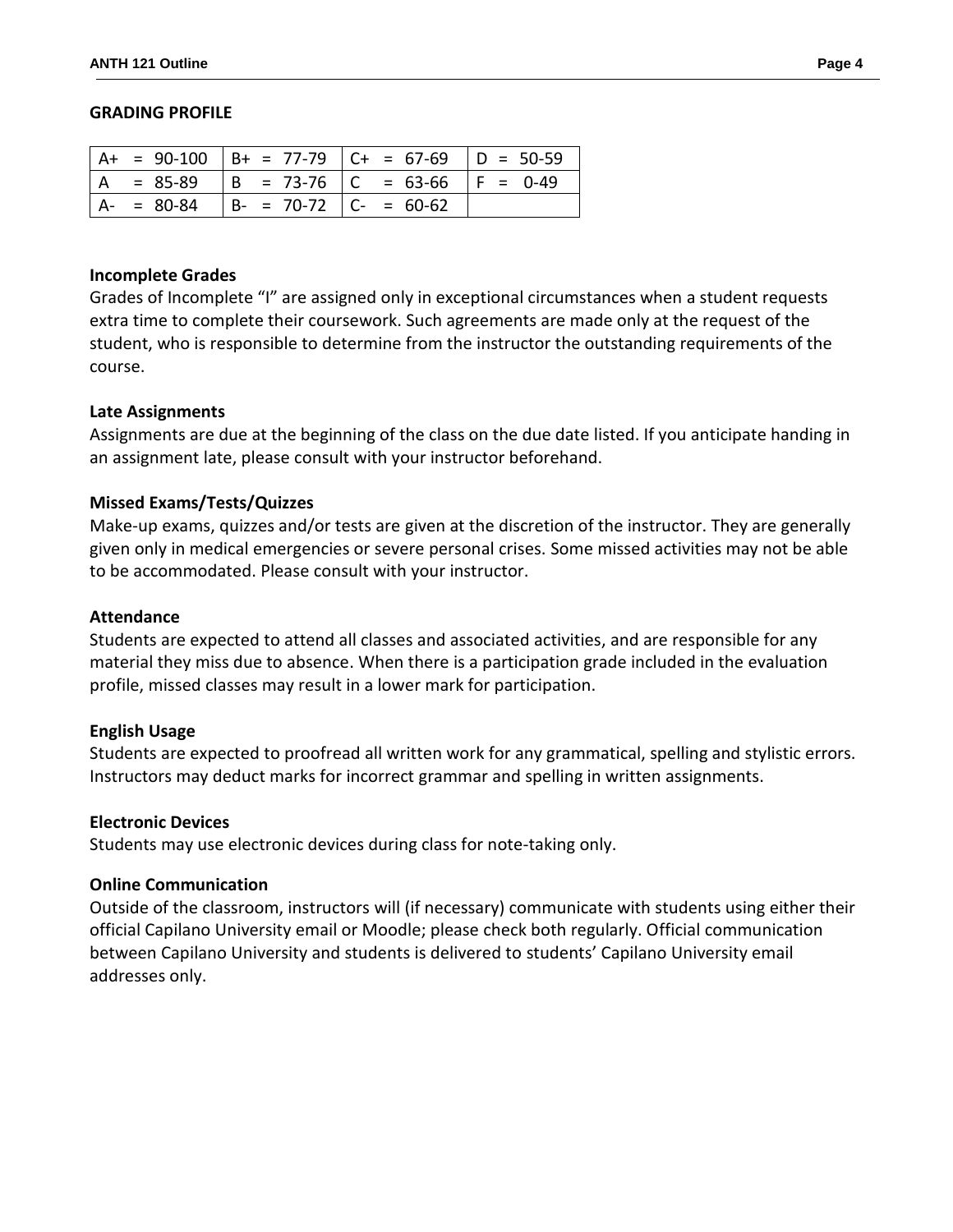## GRADING PROFILE

| | | | |
|---|---|---|---|
| A+ = 90-100 | B+ = 77-79 | C+ = 67-69 | D = 50-59 |
| A = 85-89 | B = 73-76 | C = 63-66 | F = 0-49 |
| A- = 80-84 | B- = 70-72 | C- = 60-62 | |

**Incomplete Grades**
Grades of Incomplete "I" are assigned only in exceptional circumstances when a student requests extra time to complete their coursework. Such agreements are made only at the request of the student, who is responsible to determine from the instructor the outstanding requirements of the course.

**Late Assignments**
Assignments are due at the beginning of the class on the due date listed. If you anticipate handing in an assignment late, please consult with your instructor beforehand.

**Missed Exams/Tests/Quizzes**
Make-up exams, quizzes and/or tests are given at the discretion of the instructor. They are generally given only in medical emergencies or severe personal crises. Some missed activities may not be able to be accommodated. Please consult with your instructor.

**Attendance**
Students are expected to attend all classes and associated activities, and are responsible for any material they miss due to absence. When there is a participation grade included in the evaluation profile, missed classes may result in a lower mark for participation.

**English Usage**
Students are expected to proofread all written work for any grammatical, spelling and stylistic errors. Instructors may deduct marks for incorrect grammar and spelling in written assignments.

**Electronic Devices**
Students may use electronic devices during class for note-taking only.

**Online Communication**
Outside of the classroom, instructors will (if necessary) communicate with students using either their official Capilano University email or Moodle; please check both regularly. Official communication between Capilano University and students is delivered to students' Capilano University email addresses only.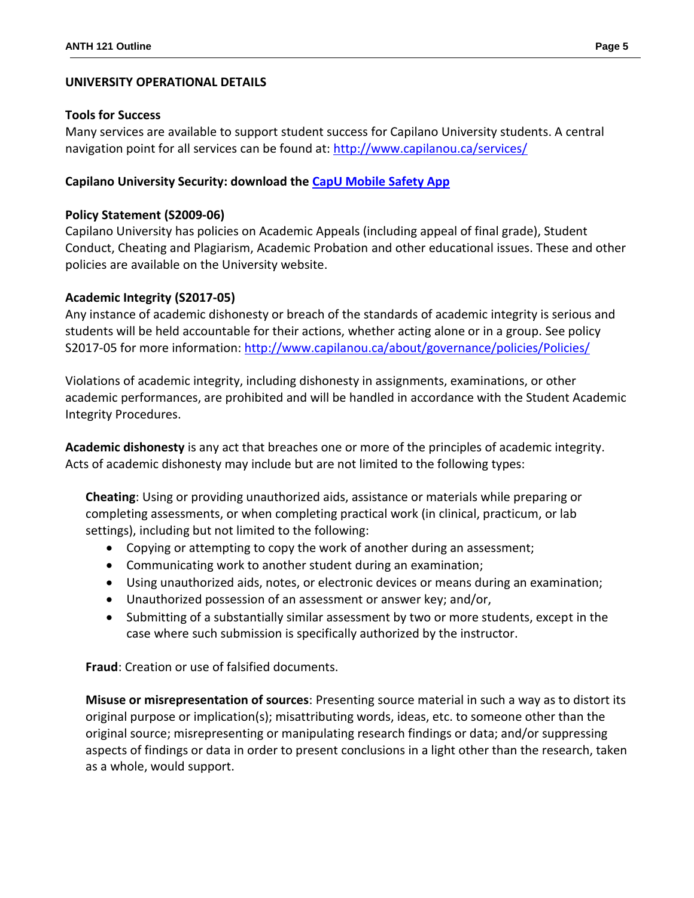## UNIVERSITY OPERATIONAL DETAILS

### Tools for Success

Many services are available to support student success for Capilano University students. A central navigation point for all services can be found at: [http://www.capilanou.ca/services/](http://www.capilanou.ca/services/)

### Capilano University Security: download the [CapU Mobile Safety App]()

### Policy Statement (S2009-06)

Capilano University has policies on Academic Appeals (including appeal of final grade), Student Conduct, Cheating and Plagiarism, Academic Probation and other educational issues. These and other policies are available on the University website.

### Academic Integrity (S2017-05)

Any instance of academic dishonesty or breach of the standards of academic integrity is serious and students will be held accountable for their actions, whether acting alone or in a group. See policy S2017-05 for more information: [http://www.capilanou.ca/about/governance/policies/Policies/](http://www.capilanou.ca/about/governance/policies/Policies/)

Violations of academic integrity, including dishonesty in assignments, examinations, or other academic performances, are prohibited and will be handled in accordance with the Student Academic Integrity Procedures.

**Academic dishonesty** is any act that breaches one or more of the principles of academic integrity. Acts of academic dishonesty may include but are not limited to the following types:

**Cheating**: Using or providing unauthorized aids, assistance or materials while preparing or completing assessments, or when completing practical work (in clinical, practicum, or lab settings), including but not limited to the following:

- Copying or attempting to copy the work of another during an assessment;
- Communicating work to another student during an examination;
- Using unauthorized aids, notes, or electronic devices or means during an examination;
- Unauthorized possession of an assessment or answer key; and/or,
- Submitting of a substantially similar assessment by two or more students, except in the case where such submission is specifically authorized by the instructor.

**Fraud**: Creation or use of falsified documents.

**Misuse or misrepresentation of sources**: Presenting source material in such a way as to distort its original purpose or implication(s); misattributing words, ideas, etc. to someone other than the original source; misrepresenting or manipulating research findings or data; and/or suppressing aspects of findings or data in order to present conclusions in a light other than the research, taken as a whole, would support.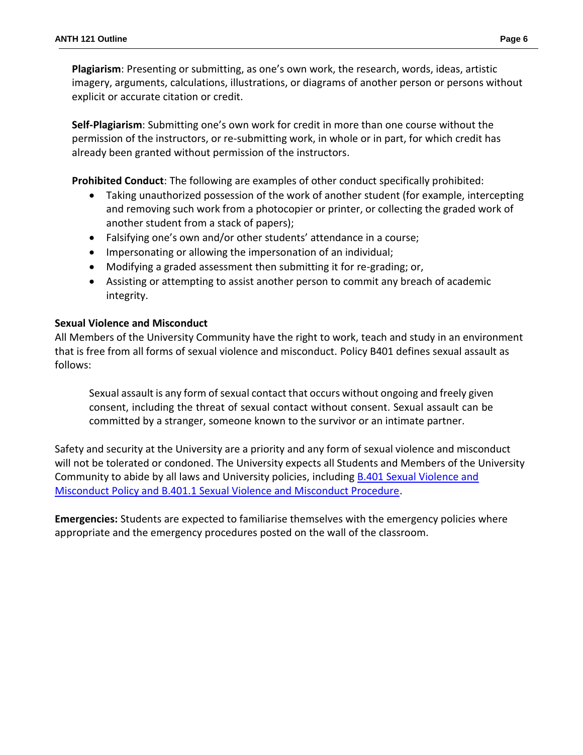**Plagiarism**: Presenting or submitting, as one's own work, the research, words, ideas, artistic imagery, arguments, calculations, illustrations, or diagrams of another person or persons without explicit or accurate citation or credit.

**Self-Plagiarism**: Submitting one's own work for credit in more than one course without the permission of the instructors, or re-submitting work, in whole or in part, for which credit has already been granted without permission of the instructors.

**Prohibited Conduct**: The following are examples of other conduct specifically prohibited:

- Taking unauthorized possession of the work of another student (for example, intercepting and removing such work from a photocopier or printer, or collecting the graded work of another student from a stack of papers);
- Falsifying one's own and/or other students' attendance in a course;
- Impersonating or allowing the impersonation of an individual;
- Modifying a graded assessment then submitting it for re-grading; or,
- Assisting or attempting to assist another person to commit any breach of academic integrity.

### Sexual Violence and Misconduct

All Members of the University Community have the right to work, teach and study in an environment that is free from all forms of sexual violence and misconduct. Policy B401 defines sexual assault as follows:

> Sexual assault is any form of sexual contact that occurs without ongoing and freely given consent, including the threat of sexual contact without consent. Sexual assault can be committed by a stranger, someone known to the survivor or an intimate partner.

Safety and security at the University are a priority and any form of sexual violence and misconduct will not be tolerated or condoned. The University expects all Students and Members of the University Community to abide by all laws and University policies, including B.401 Sexual Violence and Misconduct Policy and B.401.1 Sexual Violence and Misconduct Procedure.

**Emergencies:** Students are expected to familiarise themselves with the emergency policies where appropriate and the emergency procedures posted on the wall of the classroom.